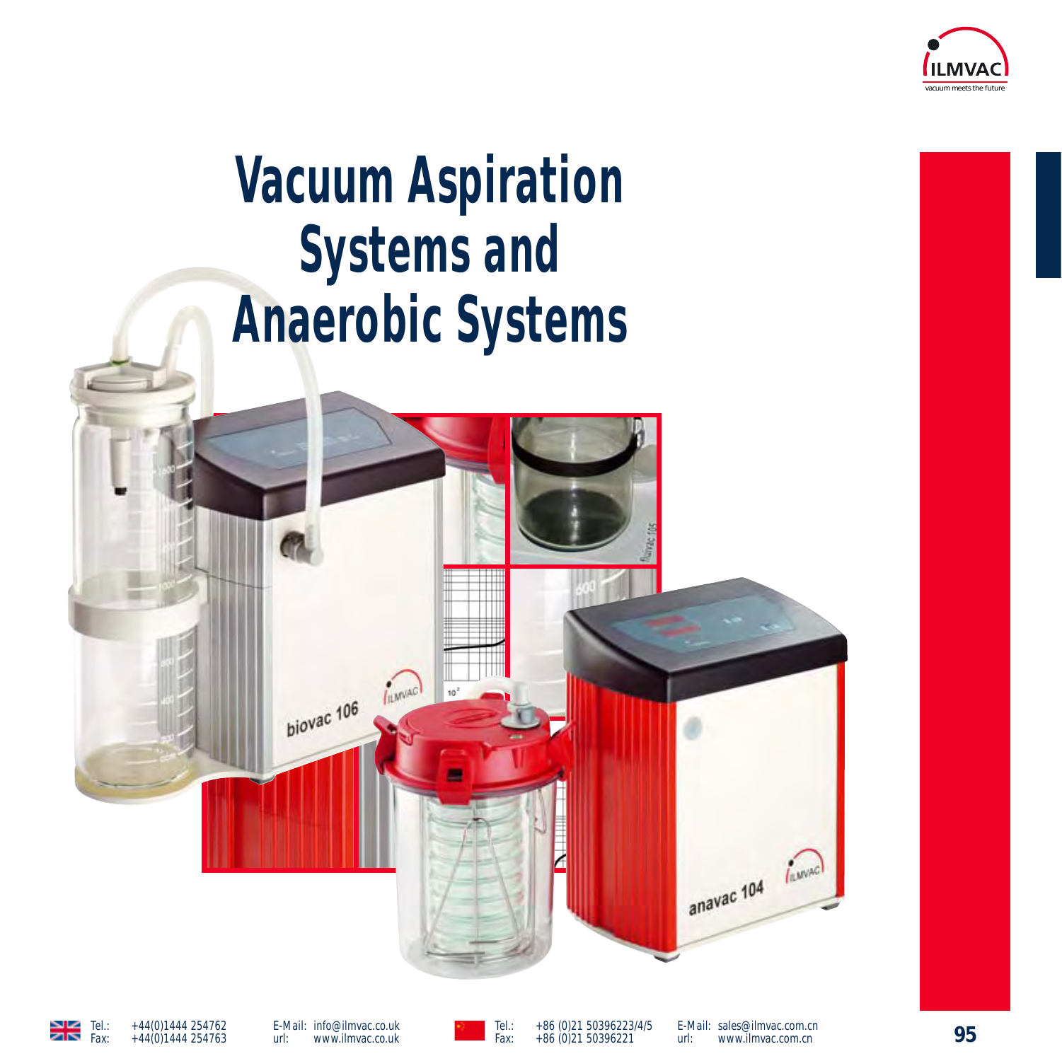# Vacuum Aspiration Systems and Anaerobic Systems

Tel.: +44(0)1444 254762
Fax: +44(0)1444 254763

E-Mail: info@ilmvac.co.uk
url: www.ilmvac.co.uk

Tel.: +86 (0)21 50396223/4/5
Fax: +86 (0)21 50396221

E-Mail: sales@ilmvac.com.cn
url: www.ilmvac.com.cn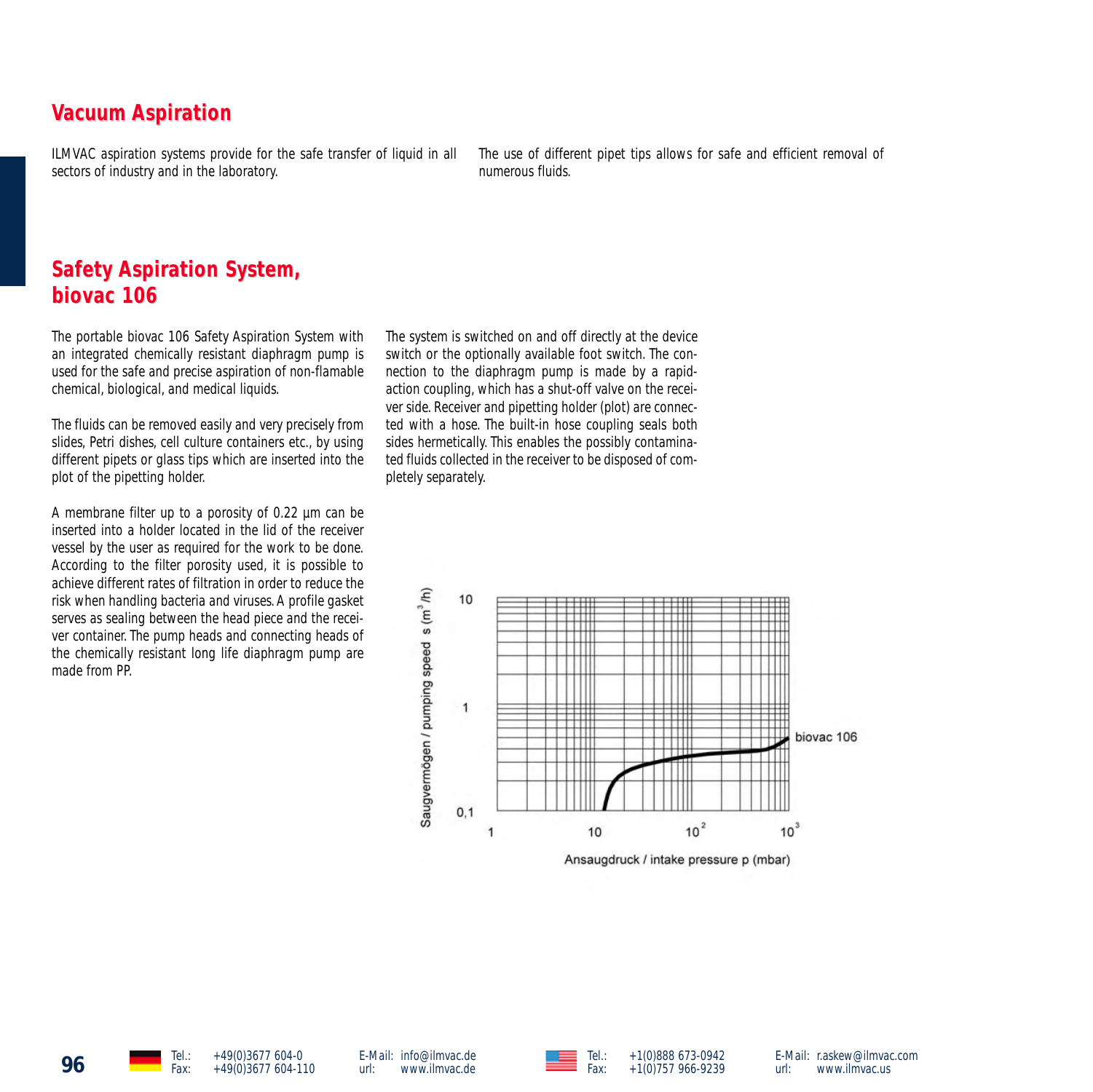# Vacuum Aspiration

ILMVAC aspiration systems provide for the safe transfer of liquid in all sectors of industry and in the laboratory.

The use of different pipet tips allows for safe and efficient removal of numerous fluids.

## Safety Aspiration System, biovac 106

The portable biovac 106 Safety Aspiration System with an integrated chemically resistant diaphragm pump is used for the safe and precise aspiration of non-flamable chemical, biological, and medical liquids.

The fluids can be removed easily and very precisely from slides, Petri dishes, cell culture containers etc., by using different pipets or glass tips which are inserted into the plot of the pipetting holder.

A membrane filter up to a porosity of 0.22 µm can be inserted into a holder located in the lid of the receiver vessel by the user as required for the work to be done. According to the filter porosity used, it is possible to achieve different rates of filtration in order to reduce the risk when handling bacteria and viruses. A profile gasket serves as sealing between the head piece and the receiver container. The pump heads and connecting heads of the chemically resistant long life diaphragm pump are made from PP.

The system is switched on and off directly at the device switch or the optionally available foot switch. The connection to the diaphragm pump is made by a rapid-action coupling, which has a shut-off valve on the receiver side. Receiver and pipetting holder (plot) are connected with a hose. The built-in hose coupling seals both sides hermetically. This enables the possibly contaminated fluids collected in the receiver to be disposed of completely separately.

Saugvermögen / pumping speed s ($m^3$/h)

Ansaugdruck / intake pressure p (mbar)

biovac 106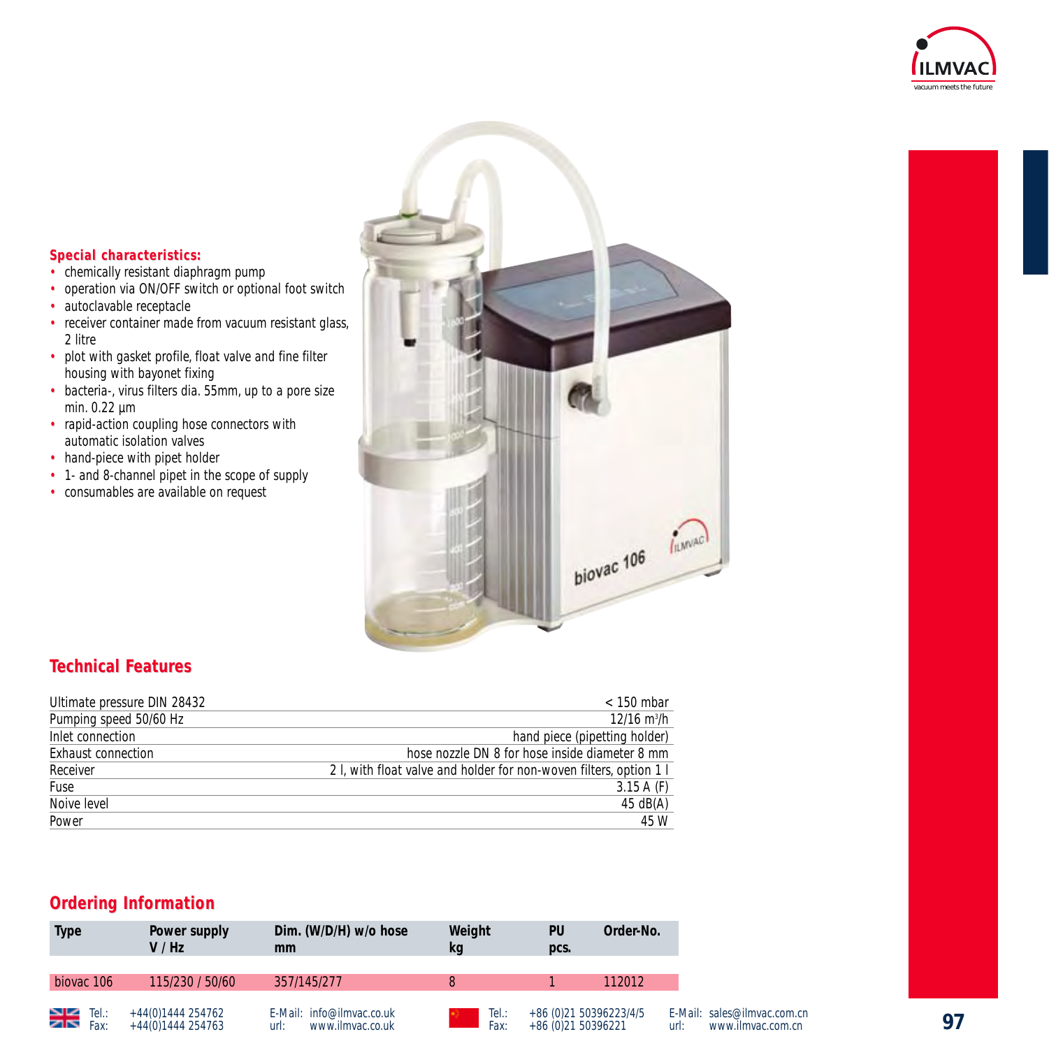### Special characteristics:

- chemically resistant diaphragm pump
- operation via ON/OFF switch or optional foot switch
- autoclavable receptacle
- receiver container made from vacuum resistant glass, 2 litre
- plot with gasket profile, float valve and fine filter housing with bayonet fixing
- bacteria-, virus filters dia. 55mm, up to a pore size min. 0.22 µm
- rapid-action coupling hose connectors with automatic isolation valves
- hand-piece with pipet holder
- 1- and 8-channel pipet in the scope of supply
- consumables are available on request

## Technical Features

| | |
|---|---|
| Ultimate pressure DIN 28432 | < 150 mbar |
| Pumping speed 50/60 Hz | 12/16 $m^3/h$ |
| Inlet connection | hand piece (pipetting holder) |
| Exhaust connection | hose nozzle DN 8 for hose inside diameter 8 mm |
| Receiver | 2 l, with float valve and holder for non-woven filters, option 1 l |
| Fuse | 3.15 A (F) |
| Noive level | 45 dB(A) |
| Power | 45 W |

## Ordering Information

| Type | Power supply V / Hz | Dim. (W/D/H) w/o hose mm | Weight kg | PU pcs. | Order-No. |
|---|---|---|---|---|---|
| biovac 106 | 115/230 / 50/60 | 357/145/277 | 8 | 1 | 112012 |

Tel.: +44(0)1444 254762 Fax: +44(0)1444 254763 E-Mail: info@ilmvac.co.uk url: www.ilmvac.co.uk

Tel.: +86 (0)21 50396223/4/5 Fax: +86 (0)21 50396221 E-Mail: sales@ilmvac.com.cn url: www.ilmvac.com.cn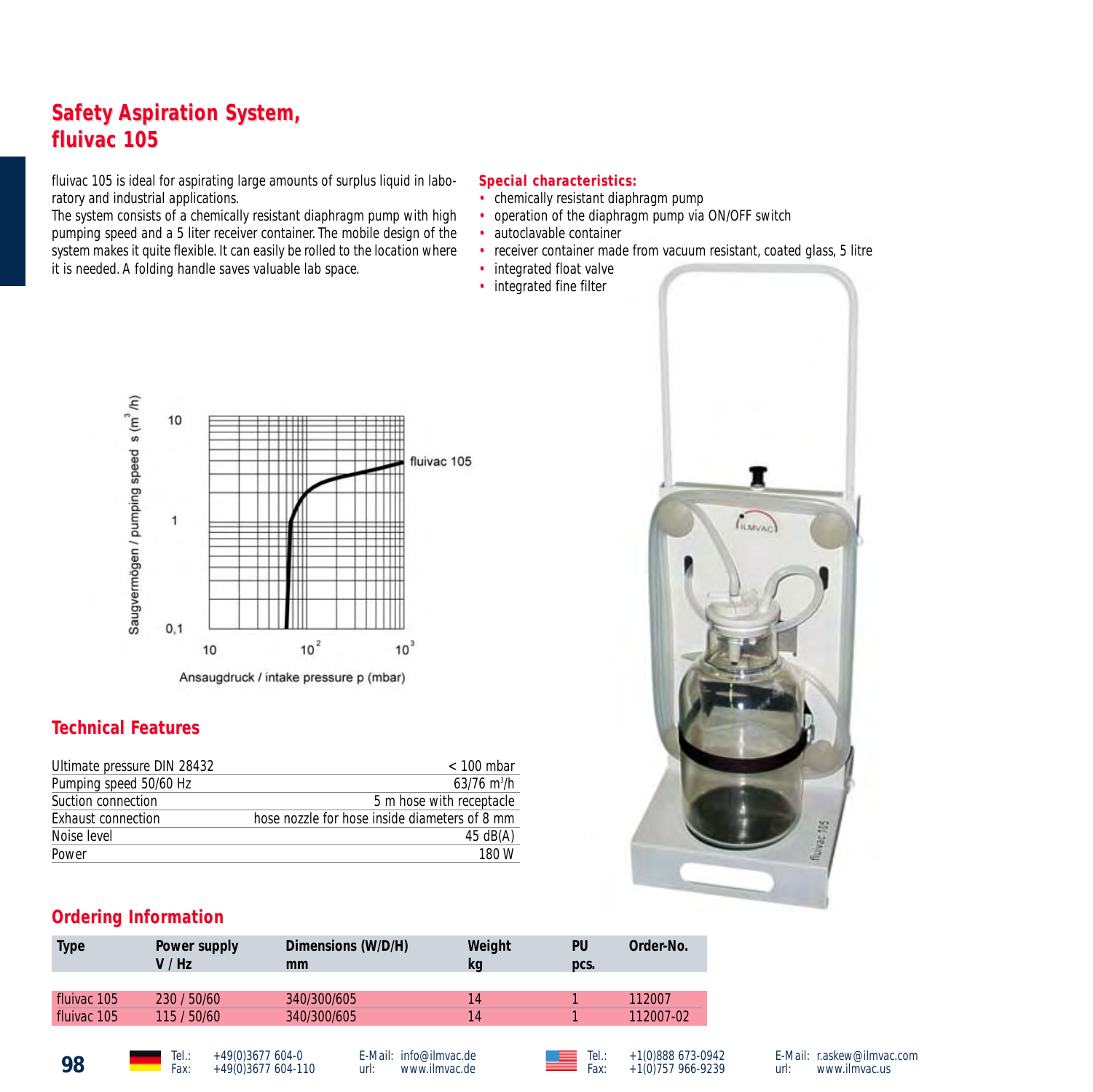# Safety Aspiration System, fluivac 105

fluivac 105 is ideal for aspirating large amounts of surplus liquid in laboratory and industrial applications.
The system consists of a chemically resistant diaphragm pump with high pumping speed and a 5 liter receiver container. The mobile design of the system makes it quite flexible. It can easily be rolled to the location where it is needed. A folding handle saves valuable lab space.

**Special characteristics:**

- chemically resistant diaphragm pump
- operation of the diaphragm pump via ON/OFF switch
- autoclavable container
- receiver container made from vacuum resistant, coated glass, 5 litre
- integrated float valve
- integrated fine filter

## Technical Features

| | |
|---|---|
| Ultimate pressure DIN 28432 | < 100 mbar |
| Pumping speed 50/60 Hz | 63/76 $m^3$/h |
| Suction connection | 5 m hose with receptacle |
| Exhaust connection | hose nozzle for hose inside diameters of 8 mm |
| Noise level | 45 dB(A) |
| Power | 180 W |

## Ordering Information

| Type | Power supply V / Hz | Dimensions (W/D/H) mm | Weight kg | PU pcs. | Order-No. |
|---|---|---|---|---|---|
| fluivac 105 | 230 / 50/60 | 340/300/605 | 14 | 1 | 112007 |
| fluivac 105 | 115 / 50/60 | 340/300/605 | 14 | 1 | 112007-02 |

Tel.: +49(0)3677 604-0 Fax: +49(0)3677 604-110 E-Mail: info@ilmvac.de url: www.ilmvac.de
Tel.: +1(0)888 673-0942 Fax: +1(0)757 966-9239 E-Mail: r.askew@ilmvac.com url: www.ilmvac.us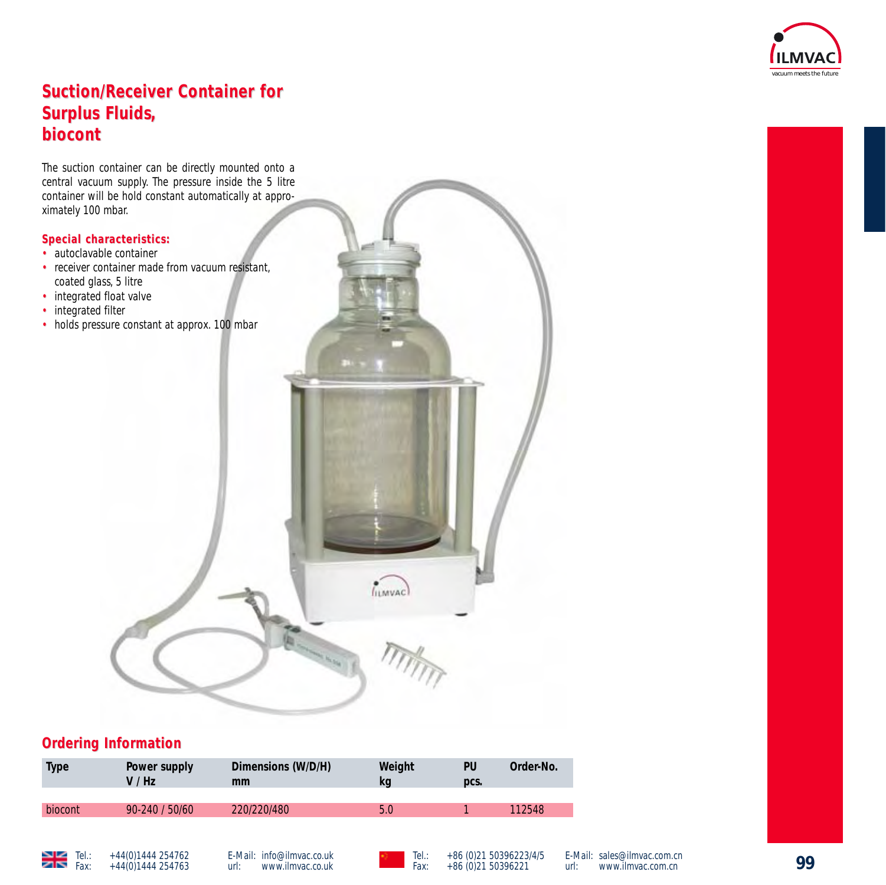# Suction/Receiver Container for Surplus Fluids, biocont

The suction container can be directly mounted onto a central vacuum supply. The pressure inside the 5 litre container will be hold constant automatically at approximately 100 mbar.

**Special characteristics:**

- autoclavable container
- receiver container made from vacuum resistant, coated glass, 5 litre
- integrated float valve
- integrated filter
- holds pressure constant at approx. 100 mbar

## Ordering Information

| Type | Power supply V / Hz | Dimensions (W/D/H) mm | Weight kg | PU pcs. | Order-No. |
|---|---|---|---|---|---|
| biocont | 90-240 / 50/60 | 220/220/480 | 5.0 | 1 | 112548 |

Tel.: +44(0)1444 254762
Fax: +44(0)1444 254763
E-Mail: info@ilmvac.co.uk
url: www.ilmvac.co.uk

Tel.: +86 (0)21 50396223/4/5
Fax: +86 (0)21 50396221
E-Mail: sales@ilmvac.com.cn
url: www.ilmvac.com.cn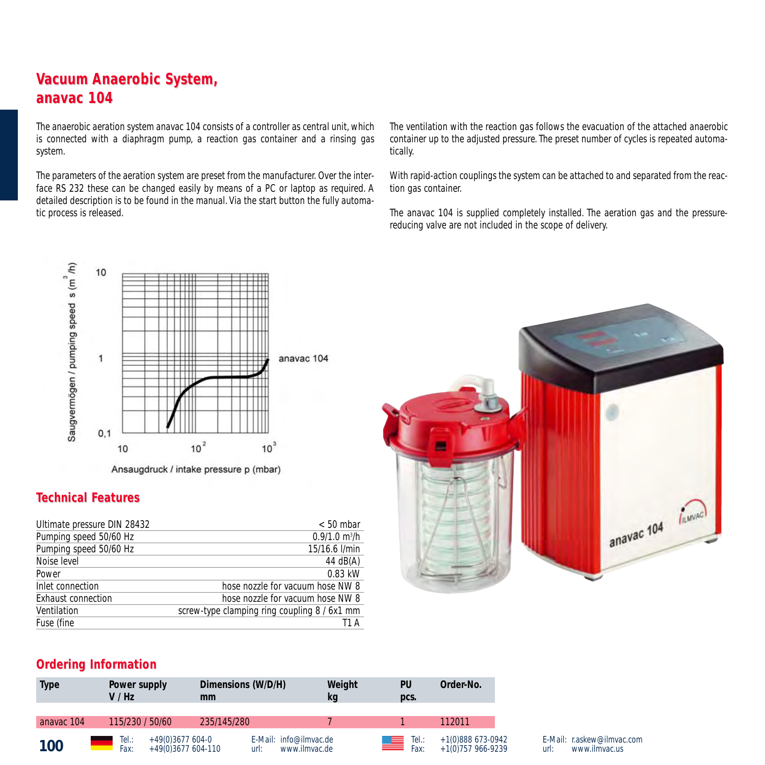# Vacuum Anaerobic System, anavac 104

The anaerobic aeration system anavac 104 consists of a controller as central unit, which is connected with a diaphragm pump, a reaction gas container and a rinsing gas system.

The parameters of the aeration system are preset from the manufacturer. Over the interface RS 232 these can be changed easily by means of a PC or laptop as required. A detailed description is to be found in the manual. Via the start button the fully automatic process is released.

The ventilation with the reaction gas follows the evacuation of the attached anaerobic container up to the adjusted pressure. The preset number of cycles is repeated automatically.

With rapid-action couplings the system can be attached to and separated from the reaction gas container.

The anavac 104 is supplied completely installed. The aeration gas and the pressure-reducing valve are not included in the scope of delivery.

Saugvermögen / pumping speed s ($m^3$/h)

10

1

0,1

10

$10^2$

$10^3$

anavac 104

Ansaugdruck / intake pressure p (mbar)

## Technical Features

| | |
|---|---|
| Ultimate pressure DIN 28432 | < 50 mbar |
| Pumping speed 50/60 Hz | 0.9/1.0 $m^3$/h |
| Pumping speed 50/60 Hz | 15/16.6 l/min |
| Noise level | 44 dB(A) |
| Power | 0.83 kW |
| Inlet connection | hose nozzle for vacuum hose NW 8 |
| Exhaust connection | hose nozzle for vacuum hose NW 8 |
| Ventilation | screw-type clamping ring coupling 8 / 6x1 mm |
| Fuse (fine | T1 A |

## Ordering Information

| Type | Power supply V / Hz | Dimensions (W/D/H) mm | Weight kg | PU pcs. | Order-No. |
|---|---|---|---|---|---|
| anavac 104 | 115/230 / 50/60 | 235/145/280 | 7 | 1 | 112011 |

Tel.: +49(0)3677 604-0
Fax: +49(0)3677 604-110
E-Mail: info@ilmvac.de
url: www.ilmvac.de

Tel.: +1(0)888 673-0942
Fax: +1(0)757 966-9239
E-Mail: r.askew@ilmvac.com
url: www.ilmvac.us